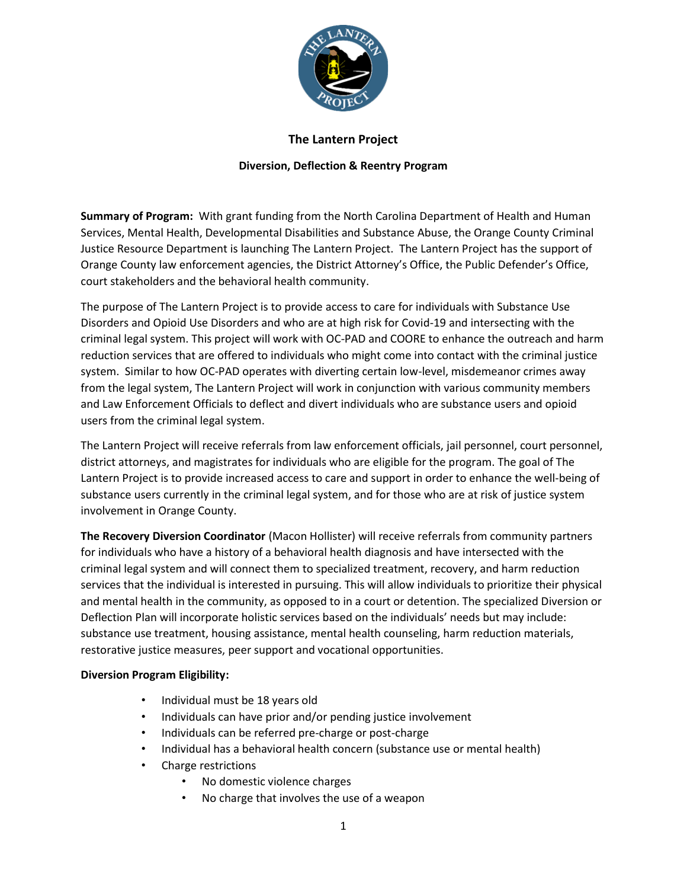# The Lantern Project

## Diversion, Deflection & Reentry Program

**Summary of Program:** With grant funding from the North Carolina Department of Health and Human Services, Mental Health, Developmental Disabilities and Substance Abuse, the Orange County Criminal Justice Resource Department is launching The Lantern Project. The Lantern Project has the support of Orange County law enforcement agencies, the District Attorney's Office, the Public Defender's Office, court stakeholders and the behavioral health community.

The purpose of The Lantern Project is to provide access to care for individuals with Substance Use Disorders and Opioid Use Disorders and who are at high risk for Covid-19 and intersecting with the criminal legal system. This project will work with OC-PAD and COORE to enhance the outreach and harm reduction services that are offered to individuals who might come into contact with the criminal justice system. Similar to how OC-PAD operates with diverting certain low-level, misdemeanor crimes away from the legal system, The Lantern Project will work in conjunction with various community members and Law Enforcement Officials to deflect and divert individuals who are substance users and opioid users from the criminal legal system.

The Lantern Project will receive referrals from law enforcement officials, jail personnel, court personnel, district attorneys, and magistrates for individuals who are eligible for the program. The goal of The Lantern Project is to provide increased access to care and support in order to enhance the well-being of substance users currently in the criminal legal system, and for those who are at risk of justice system involvement in Orange County.

**The Recovery Diversion Coordinator** (Macon Hollister) will receive referrals from community partners for individuals who have a history of a behavioral health diagnosis and have intersected with the criminal legal system and will connect them to specialized treatment, recovery, and harm reduction services that the individual is interested in pursuing. This will allow individuals to prioritize their physical and mental health in the community, as opposed to in a court or detention. The specialized Diversion or Deflection Plan will incorporate holistic services based on the individuals' needs but may include: substance use treatment, housing assistance, mental health counseling, harm reduction materials, restorative justice measures, peer support and vocational opportunities.

**Diversion Program Eligibility:**

- Individual must be 18 years old
- Individuals can have prior and/or pending justice involvement
- Individuals can be referred pre-charge or post-charge
- Individual has a behavioral health concern (substance use or mental health)
- Charge restrictions
  - No domestic violence charges
  - No charge that involves the use of a weapon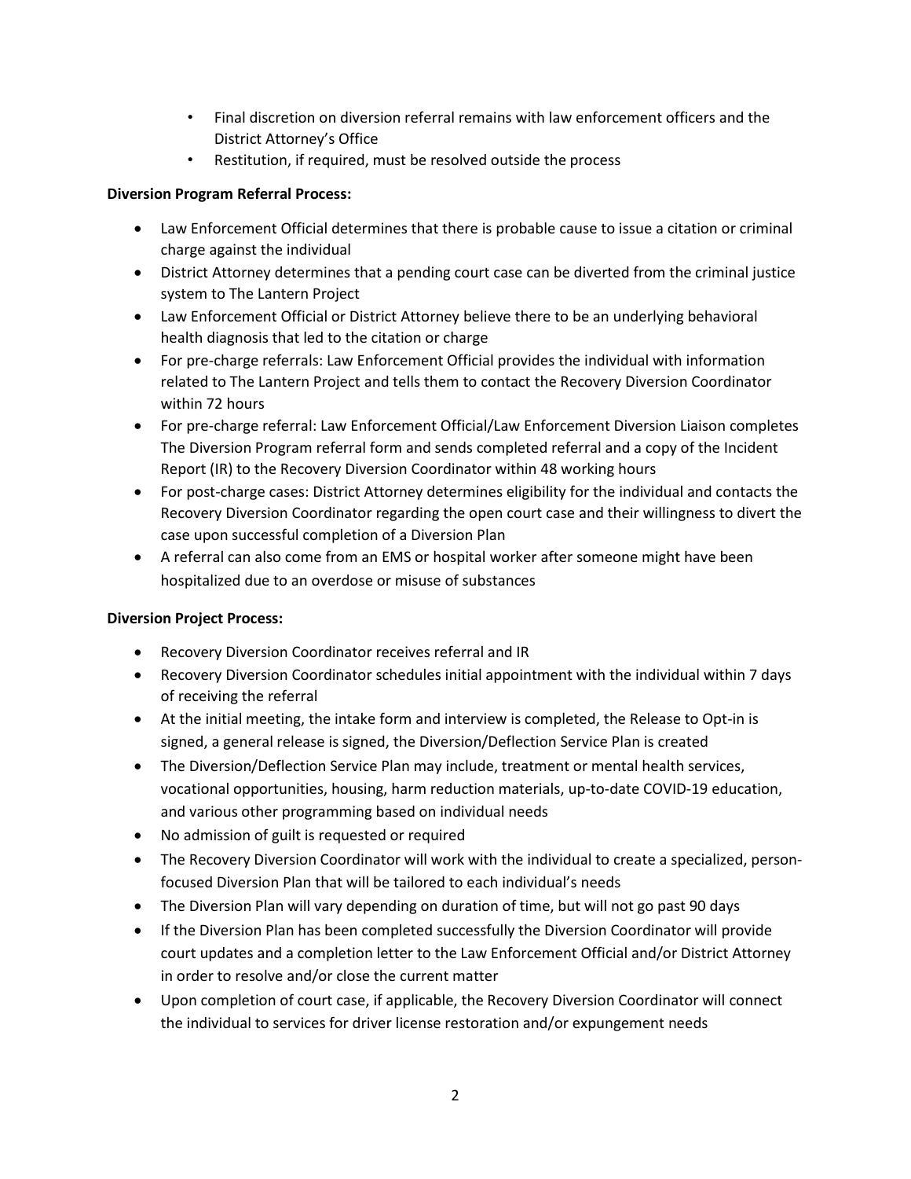- Final discretion on diversion referral remains with law enforcement officers and the District Attorney's Office
- Restitution, if required, must be resolved outside the process

**Diversion Program Referral Process:**

- Law Enforcement Official determines that there is probable cause to issue a citation or criminal charge against the individual
- District Attorney determines that a pending court case can be diverted from the criminal justice system to The Lantern Project
- Law Enforcement Official or District Attorney believe there to be an underlying behavioral health diagnosis that led to the citation or charge
- For pre-charge referrals: Law Enforcement Official provides the individual with information related to The Lantern Project and tells them to contact the Recovery Diversion Coordinator within 72 hours
- For pre-charge referral: Law Enforcement Official/Law Enforcement Diversion Liaison completes The Diversion Program referral form and sends completed referral and a copy of the Incident Report (IR) to the Recovery Diversion Coordinator within 48 working hours
- For post-charge cases: District Attorney determines eligibility for the individual and contacts the Recovery Diversion Coordinator regarding the open court case and their willingness to divert the case upon successful completion of a Diversion Plan
- A referral can also come from an EMS or hospital worker after someone might have been hospitalized due to an overdose or misuse of substances

**Diversion Project Process:**

- Recovery Diversion Coordinator receives referral and IR
- Recovery Diversion Coordinator schedules initial appointment with the individual within 7 days of receiving the referral
- At the initial meeting, the intake form and interview is completed, the Release to Opt-in is signed, a general release is signed, the Diversion/Deflection Service Plan is created
- The Diversion/Deflection Service Plan may include, treatment or mental health services, vocational opportunities, housing, harm reduction materials, up-to-date COVID-19 education, and various other programming based on individual needs
- No admission of guilt is requested or required
- The Recovery Diversion Coordinator will work with the individual to create a specialized, person-focused Diversion Plan that will be tailored to each individual's needs
- The Diversion Plan will vary depending on duration of time, but will not go past 90 days
- If the Diversion Plan has been completed successfully the Diversion Coordinator will provide court updates and a completion letter to the Law Enforcement Official and/or District Attorney in order to resolve and/or close the current matter
- Upon completion of court case, if applicable, the Recovery Diversion Coordinator will connect the individual to services for driver license restoration and/or expungement needs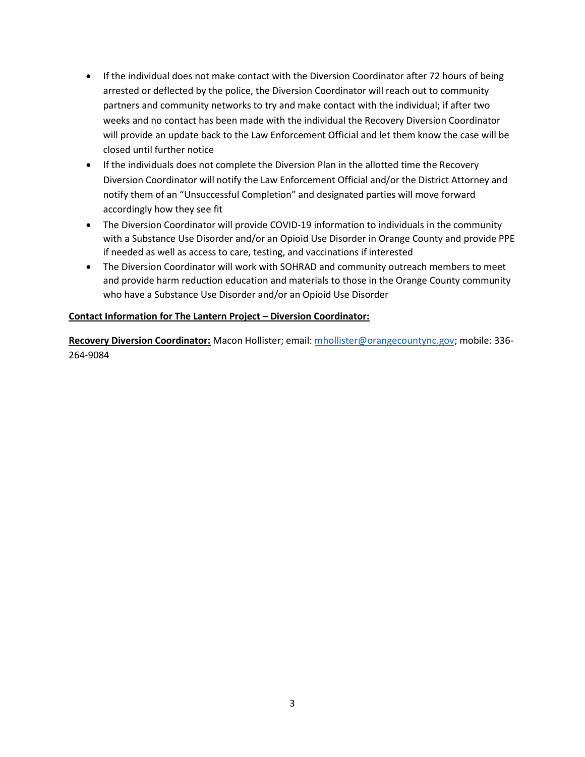- If the individual does not make contact with the Diversion Coordinator after 72 hours of being arrested or deflected by the police, the Diversion Coordinator will reach out to community partners and community networks to try and make contact with the individual; if after two weeks and no contact has been made with the individual the Recovery Diversion Coordinator will provide an update back to the Law Enforcement Official and let them know the case will be closed until further notice
- If the individuals does not complete the Diversion Plan in the allotted time the Recovery Diversion Coordinator will notify the Law Enforcement Official and/or the District Attorney and notify them of an "Unsuccessful Completion" and designated parties will move forward accordingly how they see fit
- The Diversion Coordinator will provide COVID-19 information to individuals in the community with a Substance Use Disorder and/or an Opioid Use Disorder in Orange County and provide PPE if needed as well as access to care, testing, and vaccinations if interested
- The Diversion Coordinator will work with SOHRAD and community outreach members to meet and provide harm reduction education and materials to those in the Orange County community who have a Substance Use Disorder and/or an Opioid Use Disorder

**Contact Information for The Lantern Project – Diversion Coordinator:**

**Recovery Diversion Coordinator:** Macon Hollister; email: mhollister@orangecountync.gov; mobile: 336-264-9084